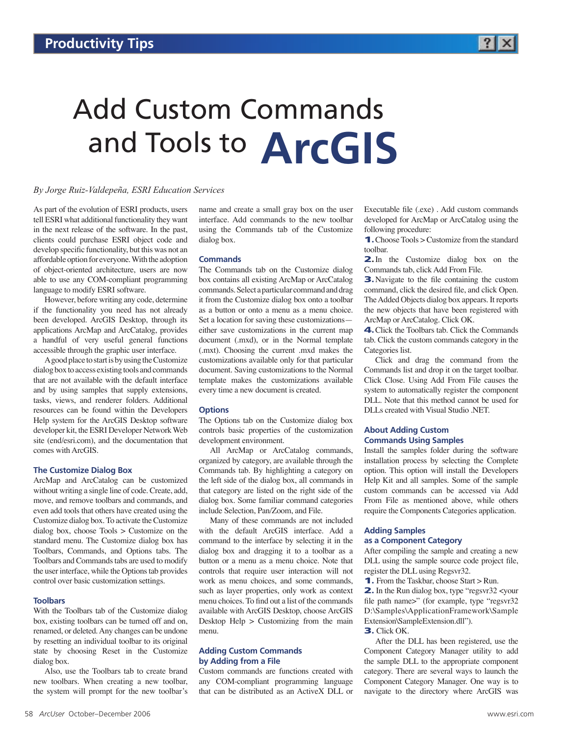# Add Custom Commands and Tools to ArcGIS

*By Jorge Ruiz-Valdepeña, ESRI Education Services*

As part of the evolution of ESRI products, users tell ESRI what additional functionality they want in the next release of the software. In the past, clients could purchase ESRI object code and develop specific functionality, but this was not an affordable option for everyone. With the adoption of object-oriented architecture, users are now able to use any COM-compliant programming language to modify ESRI software.

However, before writing any code, determine if the functionality you need has not already been developed. ArcGIS Desktop, through its applications ArcMap and ArcCatalog, provides a handful of very useful general functions accessible through the graphic user interface.

A good place to start is by using the Customize dialog box to access existing tools and commands that are not available with the default interface and by using samples that supply extensions, tasks, views, and renderer folders. Additional resources can be found within the Developers Help system for the ArcGIS Desktop software developer kit, the ESRI Developer Network Web site (end/esri.com), and the documentation that comes with ArcGIS.

## The Customize Dialog Box

ArcMap and ArcCatalog can be customized without writing a single line of code. Create, add, move, and remove toolbars and commands, and even add tools that others have created using the Customize dialog box. To activate the Customize dialog box, choose Tools > Customize on the standard menu. The Customize dialog box has Toolbars, Commands, and Options tabs. The Toolbars and Commands tabs are used to modify the user interface, while the Options tab provides control over basic customization settings.

## Toolbars

With the Toolbars tab of the Customize dialog box, existing toolbars can be turned off and on, renamed, or deleted. Any changes can be undone by resetting an individual toolbar to its original state by choosing Reset in the Customize dialog box.

Also, use the Toolbars tab to create brand new toolbars. When creating a new toolbar, the system will prompt for the new toolbar's name and create a small gray box on the user interface. Add commands to the new toolbar using the Commands tab of the Customize dialog box.

## Commands

The Commands tab on the Customize dialog box contains all existing ArcMap or ArcCatalog commands. Select a particular command and drag it from the Customize dialog box onto a toolbar as a button or onto a menu as a menu choice. Set a location for saving these customizations—either save customizations in the current map document (.mxd), or in the Normal template (.mxt). Choosing the current .mxd makes the customizations available only for that particular document. Saving customizations to the Normal template makes the customizations available every time a new document is created.

## Options

The Options tab on the Customize dialog box controls basic properties of the customization development environment.

All ArcMap or ArcCatalog commands, organized by category, are available through the Commands tab. By highlighting a category on the left side of the dialog box, all commands in that category are listed on the right side of the dialog box. Some familiar command categories include Selection, Pan/Zoom, and File.

Many of these commands are not included with the default ArcGIS interface. Add a command to the interface by selecting it in the dialog box and dragging it to a toolbar as a button or a menu as a menu choice. Note that controls that require user interaction will not work as menu choices, and some commands, such as layer properties, only work as context menu choices. To find out a list of the commands available with ArcGIS Desktop, choose ArcGIS Desktop Help > Customizing from the main menu.

## Adding Custom Commands by Adding from a File

Custom commands are functions created with any COM-compliant programming language that can be distributed as an ActiveX DLL or Executable file (.exe) . Add custom commands developed for ArcMap or ArcCatalog using the following procedure:

1. Choose Tools > Customize from the standard toolbar.
2. In the Customize dialog box on the Commands tab, click Add From File.
3. Navigate to the file containing the custom command, click the desired file, and click Open. The Added Objects dialog box appears. It reports the new objects that have been registered with ArcMap or ArcCatalog. Click OK.
4. Click the Toolbars tab. Click the Commands tab. Click the custom commands category in the Categories list.

Click and drag the command from the Commands list and drop it on the target toolbar. Click Close. Using Add From File causes the system to automatically register the component DLL. Note that this method cannot be used for DLLs created with Visual Studio .NET.

## About Adding Custom Commands Using Samples

Install the samples folder during the software installation process by selecting the Complete option. This option will install the Developers Help Kit and all samples. Some of the sample custom commands can be accessed via Add From File as mentioned above, while others require the Components Categories application.

## Adding Samples as a Component Category

After compiling the sample and creating a new DLL using the sample source code project file, register the DLL using Regsvr32.

1. From the Taskbar, choose Start > Run.
2. In the Run dialog box, type "regsvr32 <your file path name>" (for example, type "regsvr32 D:\Samples\ApplicationFramework\Sample Extension\SampleExtension.dll").
3. Click OK.

After the DLL has been registered, use the Component Category Manager utility to add the sample DLL to the appropriate component category. There are several ways to launch the Component Category Manager. One way is to navigate to the directory where ArcGIS was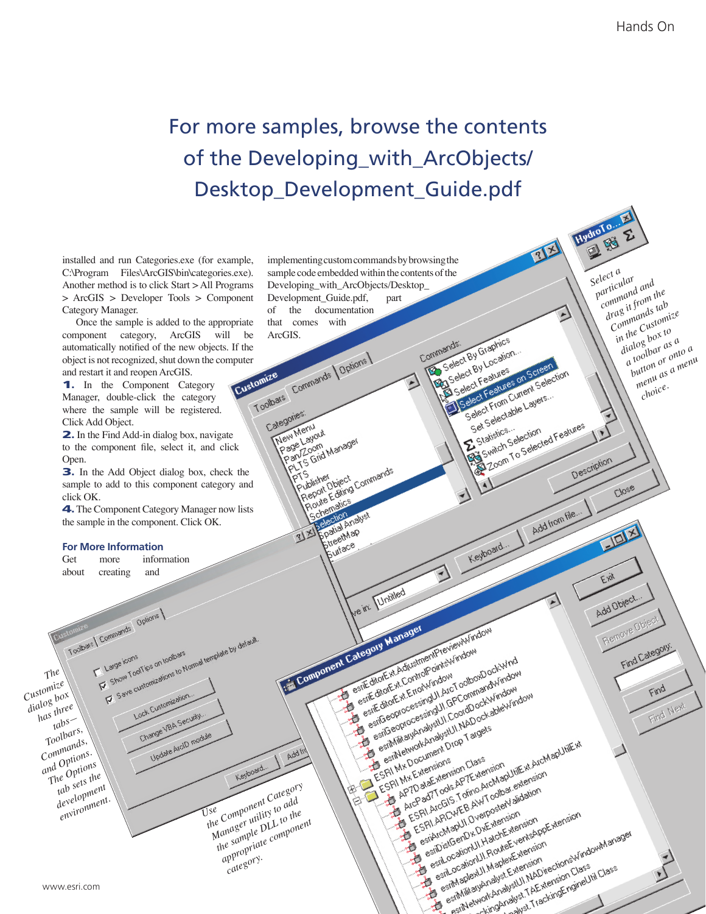# For more samples, browse the contents of the Developing_with_ArcObjects/ Desktop_Development_Guide.pdf

installed and run Categories.exe (for example, C:\Program Files\ArcGIS\bin\categories.exe). Another method is to click Start > All Programs > ArcGIS > Developer Tools > Component Category Manager.

Once the sample is added to the appropriate component category, ArcGIS will be automatically notified of the new objects. If the object is not recognized, shut down the computer and restart it and reopen ArcGIS.

**1.** In the Component Category Manager, double-click the category where the sample will be registered. Click Add Object.

**2.** In the Find Add-in dialog box, navigate to the component file, select it, and click Open.

**3.** In the Add Object dialog box, check the sample to add to this component category and click OK.

**4.** The Component Category Manager now lists the sample in the component. Click OK.

### For More Information

Get more information about creating and implementing custom commands by browsing the sample code embedded within the contents of the Developing_with_ArcObjects/Desktop_Development_Guide.pdf, part of the documentation that comes with ArcGIS.

*Select a particular command and drag it from the Commands tab in the Customize dialog box to a toolbar as a button or onto a menu as a menu choice.*

*The Customize dialog box has three tabs—Toolbars, Commands, and Options. The Options tab sets the development environment.*

*Use the Component Category Manager utility to add the sample DLL to the appropriate component category.*